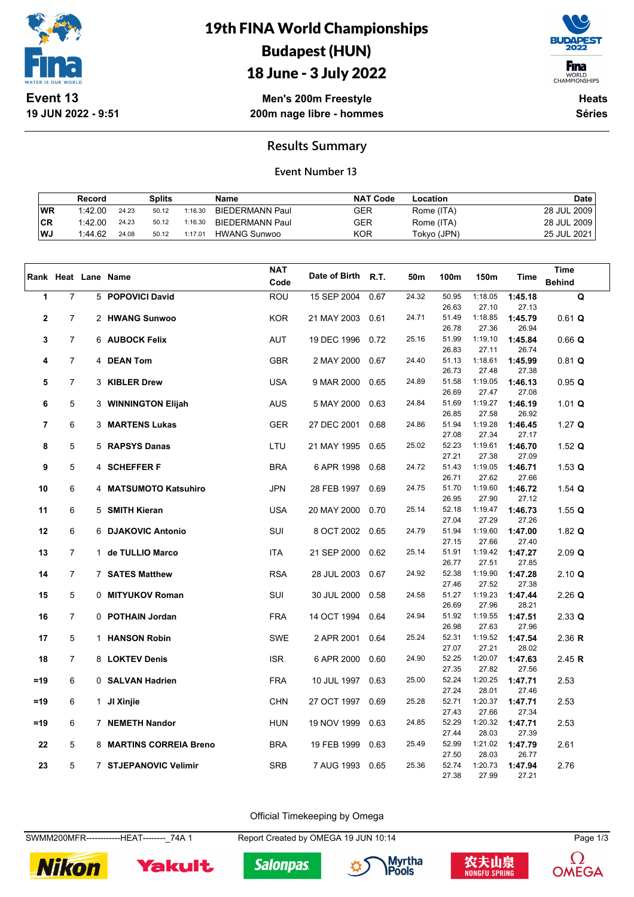# 19th FINA World Championships
## Budapest (HUN)
## 18 June - 3 July 2022

**Event 13**
**19 JUN 2022 - 9:51**

**Men's 200m Freestyle**
**200m nage libre - hommes**

**Heats**
**Séries**

### Results Summary

**Event Number 13**

| | Record | Splits | | | Name | NAT Code | Location | Date |
|---|---|---|---|---|---|---|---|---|
| WR | 1:42.00 | 24.23 | 50.12 | 1:16.30 | BIEDERMANN Paul | GER | Rome (ITA) | 28 JUL 2009 |
| CR | 1:42.00 | 24.23 | 50.12 | 1:16.30 | BIEDERMANN Paul | GER | Rome (ITA) | 28 JUL 2009 |
| WJ | 1:44.62 | 24.08 | 50.12 | 1:17.01 | HWANG Sunwoo | KOR | Tokyo (JPN) | 25 JUL 2021 |

| Rank | Heat | Lane | Name | NAT Code | Date of Birth | R.T. | 50m | 100m | 150m | Time | Time Behind |
|---|---|---|---|---|---|---|---|---|---|---|---|
| 1 | 7 | 5 | **POPOVICI David** | ROU | 15 SEP 2004 | 0.67 | 24.32 | 50.95 | 1:18.05 | **1:45.18** | **Q** |
| | | | | | | | | 26.63 | 27.10 | 27.13 | |
| 2 | 7 | 2 | **HWANG Sunwoo** | KOR | 21 MAY 2003 | 0.61 | 24.71 | 51.49 | 1:18.85 | **1:45.79** | 0.61 **Q** |
| | | | | | | | | 26.78 | 27.36 | 26.94 | |
| 3 | 7 | 6 | **AUBOCK Felix** | AUT | 19 DEC 1996 | 0.72 | 25.16 | 51.99 | 1:19.10 | **1:45.84** | 0.66 **Q** |
| | | | | | | | | 26.83 | 27.11 | 26.74 | |
| 4 | 7 | 4 | **DEAN Tom** | GBR | 2 MAY 2000 | 0.67 | 24.40 | 51.13 | 1:18.61 | **1:45.99** | 0.81 **Q** |
| | | | | | | | | 26.73 | 27.48 | 27.38 | |
| 5 | 7 | 3 | **KIBLER Drew** | USA | 9 MAR 2000 | 0.65 | 24.89 | 51.58 | 1:19.05 | **1:46.13** | 0.95 **Q** |
| | | | | | | | | 26.69 | 27.47 | 27.08 | |
| 6 | 5 | 3 | **WINNINGTON Elijah** | AUS | 5 MAY 2000 | 0.63 | 24.84 | 51.69 | 1:19.27 | **1:46.19** | 1.01 **Q** |
| | | | | | | | | 26.85 | 27.58 | 26.92 | |
| 7 | 6 | 3 | **MARTENS Lukas** | GER | 27 DEC 2001 | 0.68 | 24.86 | 51.94 | 1:19.28 | **1:46.45** | 1.27 **Q** |
| | | | | | | | | 27.08 | 27.34 | 27.17 | |
| 8 | 5 | 5 | **RAPSYS Danas** | LTU | 21 MAY 1995 | 0.65 | 25.02 | 52.23 | 1:19.61 | **1:46.70** | 1.52 **Q** |
| | | | | | | | | 27.21 | 27.38 | 27.09 | |
| 9 | 5 | 4 | **SCHEFFER F** | BRA | 6 APR 1998 | 0.68 | 24.72 | 51.43 | 1:19.05 | **1:46.71** | 1.53 **Q** |
| | | | | | | | | 26.71 | 27.62 | 27.66 | |
| 10 | 6 | 4 | **MATSUMOTO Katsuhiro** | JPN | 28 FEB 1997 | 0.69 | 24.75 | 51.70 | 1:19.60 | **1:46.72** | 1.54 **Q** |
| | | | | | | | | 26.95 | 27.90 | 27.12 | |
| 11 | 6 | 5 | **SMITH Kieran** | USA | 20 MAY 2000 | 0.70 | 25.14 | 52.18 | 1:19.47 | **1:46.73** | 1.55 **Q** |
| | | | | | | | | 27.04 | 27.29 | 27.26 | |
| 12 | 6 | 6 | **DJAKOVIC Antonio** | SUI | 8 OCT 2002 | 0.65 | 24.79 | 51.94 | 1:19.60 | **1:47.00** | 1.82 **Q** |
| | | | | | | | | 27.15 | 27.66 | 27.40 | |
| 13 | 7 | 1 | **de TULLIO Marco** | ITA | 21 SEP 2000 | 0.62 | 25.14 | 51.91 | 1:19.42 | **1:47.27** | 2.09 **Q** |
| | | | | | | | | 26.77 | 27.51 | 27.85 | |
| 14 | 7 | 7 | **SATES Matthew** | RSA | 28 JUL 2003 | 0.67 | 24.92 | 52.38 | 1:19.90 | **1:47.28** | 2.10 **Q** |
| | | | | | | | | 27.46 | 27.52 | 27.38 | |
| 15 | 5 | 0 | **MITYUKOV Roman** | SUI | 30 JUL 2000 | 0.58 | 24.58 | 51.27 | 1:19.23 | **1:47.44** | 2.26 **Q** |
| | | | | | | | | 26.69 | 27.96 | 28.21 | |
| 16 | 7 | 0 | **POTHAIN Jordan** | FRA | 14 OCT 1994 | 0.64 | 24.94 | 51.92 | 1:19.55 | **1:47.51** | 2.33 **Q** |
| | | | | | | | | 26.98 | 27.63 | 27.96 | |
| 17 | 5 | 1 | **HANSON Robin** | SWE | 2 APR 2001 | 0.64 | 25.24 | 52.31 | 1:19.52 | **1:47.54** | 2.36 **R** |
| | | | | | | | | 27.07 | 27.21 | 28.02 | |
| 18 | 7 | 8 | **LOKTEV Denis** | ISR | 6 APR 2000 | 0.60 | 24.90 | 52.25 | 1:20.07 | **1:47.63** | 2.45 **R** |
| | | | | | | | | 27.35 | 27.82 | 27.56 | |
| =19 | 6 | 0 | **SALVAN Hadrien** | FRA | 10 JUL 1997 | 0.63 | 25.00 | 52.24 | 1:20.25 | **1:47.71** | 2.53 |
| | | | | | | | | 27.24 | 28.01 | 27.46 | |
| =19 | 6 | 1 | **JI Xinjie** | CHN | 27 OCT 1997 | 0.69 | 25.28 | 52.71 | 1:20.37 | **1:47.71** | 2.53 |
| | | | | | | | | 27.43 | 27.66 | 27.34 | |
| =19 | 6 | 7 | **NEMETH Nandor** | HUN | 19 NOV 1999 | 0.63 | 24.85 | 52.29 | 1:20.32 | **1:47.71** | 2.53 |
| | | | | | | | | 27.44 | 28.03 | 27.39 | |
| 22 | 5 | 8 | **MARTINS CORREIA Breno** | BRA | 19 FEB 1999 | 0.63 | 25.49 | 52.99 | 1:21.02 | **1:47.79** | 2.61 |
| | | | | | | | | 27.50 | 28.03 | 26.77 | |
| 23 | 5 | 7 | **STJEPANOVIC Velimir** | SRB | 7 AUG 1993 | 0.65 | 25.36 | 52.74 | 1:20.73 | **1:47.94** | 2.76 |
| | | | | | | | | 27.38 | 27.99 | 27.21 | |

Official Timekeeping by Omega

SWMM200MFR------------HEAT--------_74A 1    Report Created by OMEGA 19 JUN 10:14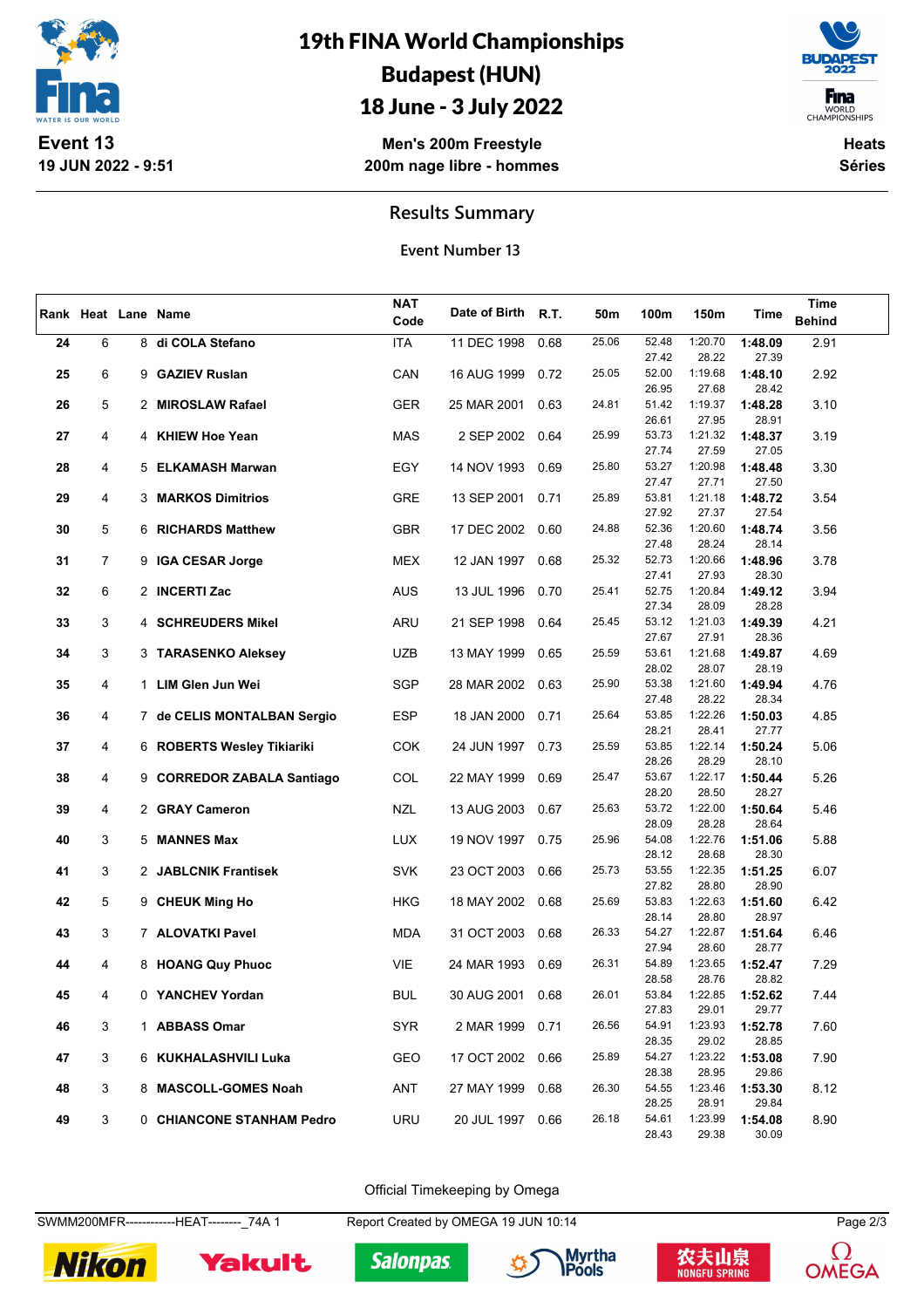# 19th FINA World Championships
## Budapest (HUN)
## 18 June - 3 July 2022

**Event 13**
**19 JUN 2022 - 9:51**

**Men's 200m Freestyle**
**200m nage libre - hommes**

**Heats**
**Séries**

### Results Summary

**Event Number 13**

| Rank | Heat | Lane | Name | NAT Code | Date of Birth | R.T. | 50m | 100m | 150m | Time | Time Behind |
|---|---|---|---|---|---|---|---|---|---|---|---|
| 24 | 6 | 8 | di COLA Stefano | ITA | 11 DEC 1998 | 0.68 | 25.06 | 52.48 | 1:20.70 | 1:48.09 | 2.91 |
| | | | | | | | | 27.42 | 28.22 | 27.39 | |
| 25 | 6 | 9 | GAZIEV Ruslan | CAN | 16 AUG 1999 | 0.72 | 25.05 | 52.00 | 1:19.68 | 1:48.10 | 2.92 |
| | | | | | | | | 26.95 | 27.68 | 28.42 | |
| 26 | 5 | 2 | MIROSLAW Rafael | GER | 25 MAR 2001 | 0.63 | 24.81 | 51.42 | 1:19.37 | 1:48.28 | 3.10 |
| | | | | | | | | 26.61 | 27.95 | 28.91 | |
| 27 | 4 | 4 | KHIEW Hoe Yean | MAS | 2 SEP 2002 | 0.64 | 25.99 | 53.73 | 1:21.32 | 1:48.37 | 3.19 |
| | | | | | | | | 27.74 | 27.59 | 27.05 | |
| 28 | 4 | 5 | ELKAMASH Marwan | EGY | 14 NOV 1993 | 0.69 | 25.80 | 53.27 | 1:20.98 | 1:48.48 | 3.30 |
| | | | | | | | | 27.47 | 27.71 | 27.50 | |
| 29 | 4 | 3 | MARKOS Dimitrios | GRE | 13 SEP 2001 | 0.71 | 25.89 | 53.81 | 1:21.18 | 1:48.72 | 3.54 |
| | | | | | | | | 27.92 | 27.37 | 27.54 | |
| 30 | 5 | 6 | RICHARDS Matthew | GBR | 17 DEC 2002 | 0.60 | 24.88 | 52.36 | 1:20.60 | 1:48.74 | 3.56 |
| | | | | | | | | 27.48 | 28.24 | 28.14 | |
| 31 | 7 | 9 | IGA CESAR Jorge | MEX | 12 JAN 1997 | 0.68 | 25.32 | 52.73 | 1:20.66 | 1:48.96 | 3.78 |
| | | | | | | | | 27.41 | 27.93 | 28.30 | |
| 32 | 6 | 2 | INCERTI Zac | AUS | 13 JUL 1996 | 0.70 | 25.41 | 52.75 | 1:20.84 | 1:49.12 | 3.94 |
| | | | | | | | | 27.34 | 28.09 | 28.28 | |
| 33 | 3 | 4 | SCHREUDERS Mikel | ARU | 21 SEP 1998 | 0.64 | 25.45 | 53.12 | 1:21.03 | 1:49.39 | 4.21 |
| | | | | | | | | 27.67 | 27.91 | 28.36 | |
| 34 | 3 | 3 | TARASENKO Aleksey | UZB | 13 MAY 1999 | 0.65 | 25.59 | 53.61 | 1:21.68 | 1:49.87 | 4.69 |
| | | | | | | | | 28.02 | 28.07 | 28.19 | |
| 35 | 4 | 1 | LIM Glen Jun Wei | SGP | 28 MAR 2002 | 0.63 | 25.90 | 53.38 | 1:21.60 | 1:49.94 | 4.76 |
| | | | | | | | | 27.48 | 28.22 | 28.34 | |
| 36 | 4 | 7 | de CELIS MONTALBAN Sergio | ESP | 18 JAN 2000 | 0.71 | 25.64 | 53.85 | 1:22.26 | 1:50.03 | 4.85 |
| | | | | | | | | 28.21 | 28.41 | 27.77 | |
| 37 | 4 | 6 | ROBERTS Wesley Tikiariki | COK | 24 JUN 1997 | 0.73 | 25.59 | 53.85 | 1:22.14 | 1:50.24 | 5.06 |
| | | | | | | | | 28.26 | 28.29 | 28.10 | |
| 38 | 4 | 9 | CORREDOR ZABALA Santiago | COL | 22 MAY 1999 | 0.69 | 25.47 | 53.67 | 1:22.17 | 1:50.44 | 5.26 |
| | | | | | | | | 28.20 | 28.50 | 28.27 | |
| 39 | 4 | 2 | GRAY Cameron | NZL | 13 AUG 2003 | 0.67 | 25.63 | 53.72 | 1:22.00 | 1:50.64 | 5.46 |
| | | | | | | | | 28.09 | 28.28 | 28.64 | |
| 40 | 3 | 5 | MANNES Max | LUX | 19 NOV 1997 | 0.75 | 25.96 | 54.08 | 1:22.76 | 1:51.06 | 5.88 |
| | | | | | | | | 28.12 | 28.68 | 28.30 | |
| 41 | 3 | 2 | JABLCNIK Frantisek | SVK | 23 OCT 2003 | 0.66 | 25.73 | 53.55 | 1:22.35 | 1:51.25 | 6.07 |
| | | | | | | | | 27.82 | 28.80 | 28.90 | |
| 42 | 5 | 9 | CHEUK Ming Ho | HKG | 18 MAY 2002 | 0.68 | 25.69 | 53.83 | 1:22.63 | 1:51.60 | 6.42 |
| | | | | | | | | 28.14 | 28.80 | 28.97 | |
| 43 | 3 | 7 | ALOVATKI Pavel | MDA | 31 OCT 2003 | 0.68 | 26.33 | 54.27 | 1:22.87 | 1:51.64 | 6.46 |
| | | | | | | | | 27.94 | 28.60 | 28.77 | |
| 44 | 4 | 8 | HOANG Quy Phuoc | VIE | 24 MAR 1993 | 0.69 | 26.31 | 54.89 | 1:23.65 | 1:52.47 | 7.29 |
| | | | | | | | | 28.58 | 28.76 | 28.82 | |
| 45 | 4 | 0 | YANCHEV Yordan | BUL | 30 AUG 2001 | 0.68 | 26.01 | 53.84 | 1:22.85 | 1:52.62 | 7.44 |
| | | | | | | | | 27.83 | 29.01 | 29.77 | |
| 46 | 3 | 1 | ABBASS Omar | SYR | 2 MAR 1999 | 0.71 | 26.56 | 54.91 | 1:23.93 | 1:52.78 | 7.60 |
| | | | | | | | | 28.35 | 29.02 | 28.85 | |
| 47 | 3 | 6 | KUKHALASHVILI Luka | GEO | 17 OCT 2002 | 0.66 | 25.89 | 54.27 | 1:23.22 | 1:53.08 | 7.90 |
| | | | | | | | | 28.38 | 28.95 | 29.86 | |
| 48 | 3 | 8 | MASCOLL-GOMES Noah | ANT | 27 MAY 1999 | 0.68 | 26.30 | 54.55 | 1:23.46 | 1:53.30 | 8.12 |
| | | | | | | | | 28.25 | 28.91 | 29.84 | |
| 49 | 3 | 0 | CHIANCONE STANHAM Pedro | URU | 20 JUL 1997 | 0.66 | 26.18 | 54.61 | 1:23.99 | 1:54.08 | 8.90 |
| | | | | | | | | 28.43 | 29.38 | 30.09 | |

Official Timekeeping by Omega

SWMM200MFR------------HEAT--------_74A 1 Report Created by OMEGA 19 JUN 10:14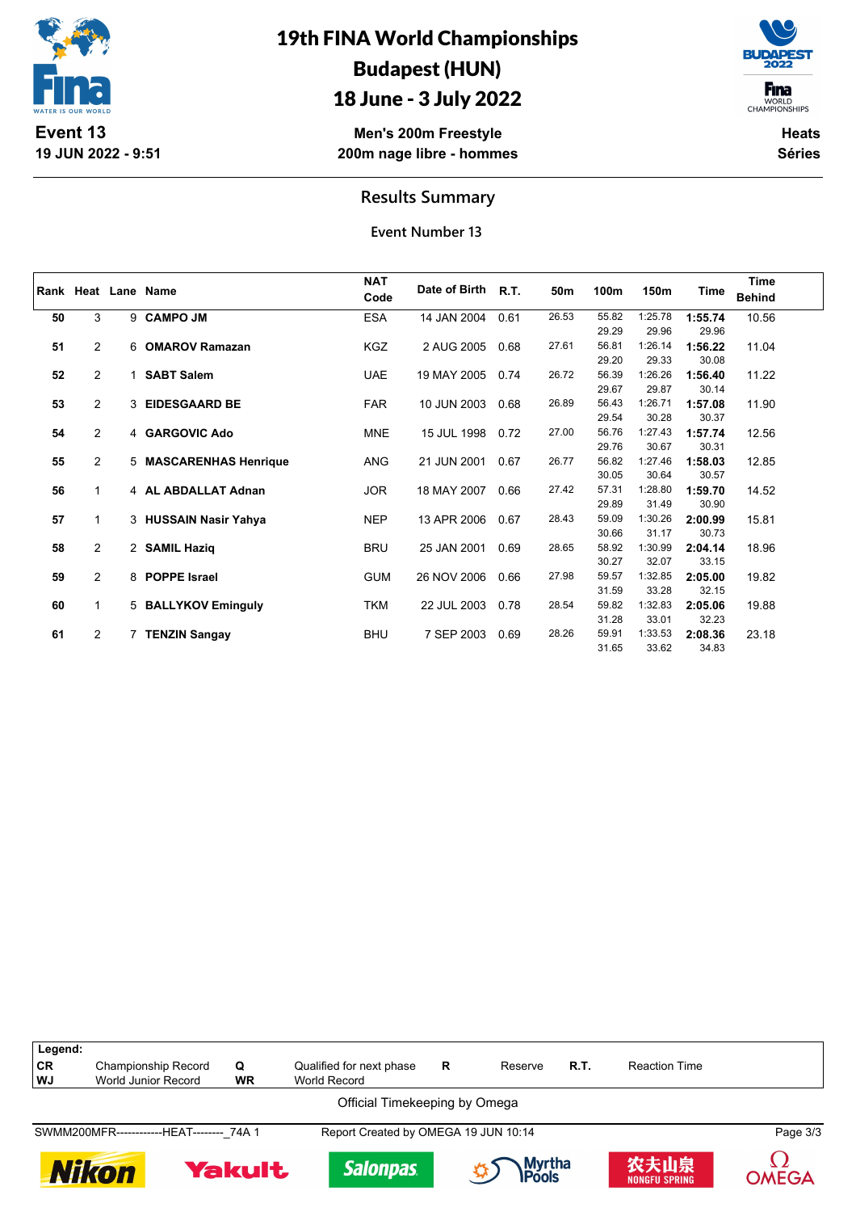# 19th FINA World Championships
# Budapest (HUN)
# 18 June - 3 July 2022

**Event 13**
**19 JUN 2022 - 9:51**

**Men's 200m Freestyle**
**200m nage libre - hommes**

**Heats**
**Séries**

## Results Summary

### Event Number 13

| Rank | Heat | Lane | Name | NAT Code | Date of Birth | R.T. | 50m | 100m | 150m | Time | Time Behind |
|---|---|---|---|---|---|---|---|---|---|---|---|
| 50 | 3 | 9 | CAMPO JM | ESA | 14 JAN 2004 | 0.61 | 26.53 | 55.82 | 1:25.78 | 1:55.74 | 10.56 |
| | | | | | | | | 29.29 | 29.96 | 29.96 | |
| 51 | 2 | 6 | OMAROV Ramazan | KGZ | 2 AUG 2005 | 0.68 | 27.61 | 56.81 | 1:26.14 | 1:56.22 | 11.04 |
| | | | | | | | | 29.20 | 29.33 | 30.08 | |
| 52 | 2 | 1 | SABT Salem | UAE | 19 MAY 2005 | 0.74 | 26.72 | 56.39 | 1:26.26 | 1:56.40 | 11.22 |
| | | | | | | | | 29.67 | 29.87 | 30.14 | |
| 53 | 2 | 3 | EIDESGAARD BE | FAR | 10 JUN 2003 | 0.68 | 26.89 | 56.43 | 1:26.71 | 1:57.08 | 11.90 |
| | | | | | | | | 29.54 | 30.28 | 30.37 | |
| 54 | 2 | 4 | GARGOVIC Ado | MNE | 15 JUL 1998 | 0.72 | 27.00 | 56.76 | 1:27.43 | 1:57.74 | 12.56 |
| | | | | | | | | 29.76 | 30.67 | 30.31 | |
| 55 | 2 | 5 | MASCARENHAS Henrique | ANG | 21 JUN 2001 | 0.67 | 26.77 | 56.82 | 1:27.46 | 1:58.03 | 12.85 |
| | | | | | | | | 30.05 | 30.64 | 30.57 | |
| 56 | 1 | 4 | AL ABDALLAT Adnan | JOR | 18 MAY 2007 | 0.66 | 27.42 | 57.31 | 1:28.80 | 1:59.70 | 14.52 |
| | | | | | | | | 29.89 | 31.49 | 30.90 | |
| 57 | 1 | 3 | HUSSAIN Nasir Yahya | NEP | 13 APR 2006 | 0.67 | 28.43 | 59.09 | 1:30.26 | 2:00.99 | 15.81 |
| | | | | | | | | 30.66 | 31.17 | 30.73 | |
| 58 | 2 | 2 | SAMIL Haziq | BRU | 25 JAN 2001 | 0.69 | 28.65 | 58.92 | 1:30.99 | 2:04.14 | 18.96 |
| | | | | | | | | 30.27 | 32.07 | 33.15 | |
| 59 | 2 | 8 | POPPE Israel | GUM | 26 NOV 2006 | 0.66 | 27.98 | 59.57 | 1:32.85 | 2:05.00 | 19.82 |
| | | | | | | | | 31.59 | 33.28 | 32.15 | |
| 60 | 1 | 5 | BALLYKOV Eminguly | TKM | 22 JUL 2003 | 0.78 | 28.54 | 59.82 | 1:32.83 | 2:05.06 | 19.88 |
| | | | | | | | | 31.28 | 33.01 | 32.23 | |
| 61 | 2 | 7 | TENZIN Sangay | BHU | 7 SEP 2003 | 0.69 | 28.26 | 59.91 | 1:33.53 | 2:08.36 | 23.18 |
| | | | | | | | | 31.65 | 33.62 | 34.83 | |

**Legend:**

| | | | | | | | |
|---|---|---|---|---|---|---|---|
| CR | Championship Record | Q | Qualified for next phase | R | Reserve | R.T. | Reaction Time |
| WJ | World Junior Record | WR | World Record | | | | |

Official Timekeeping by Omega

SWMM200MFR------------HEAT--------_74A 1 Report Created by OMEGA 19 JUN 10:14